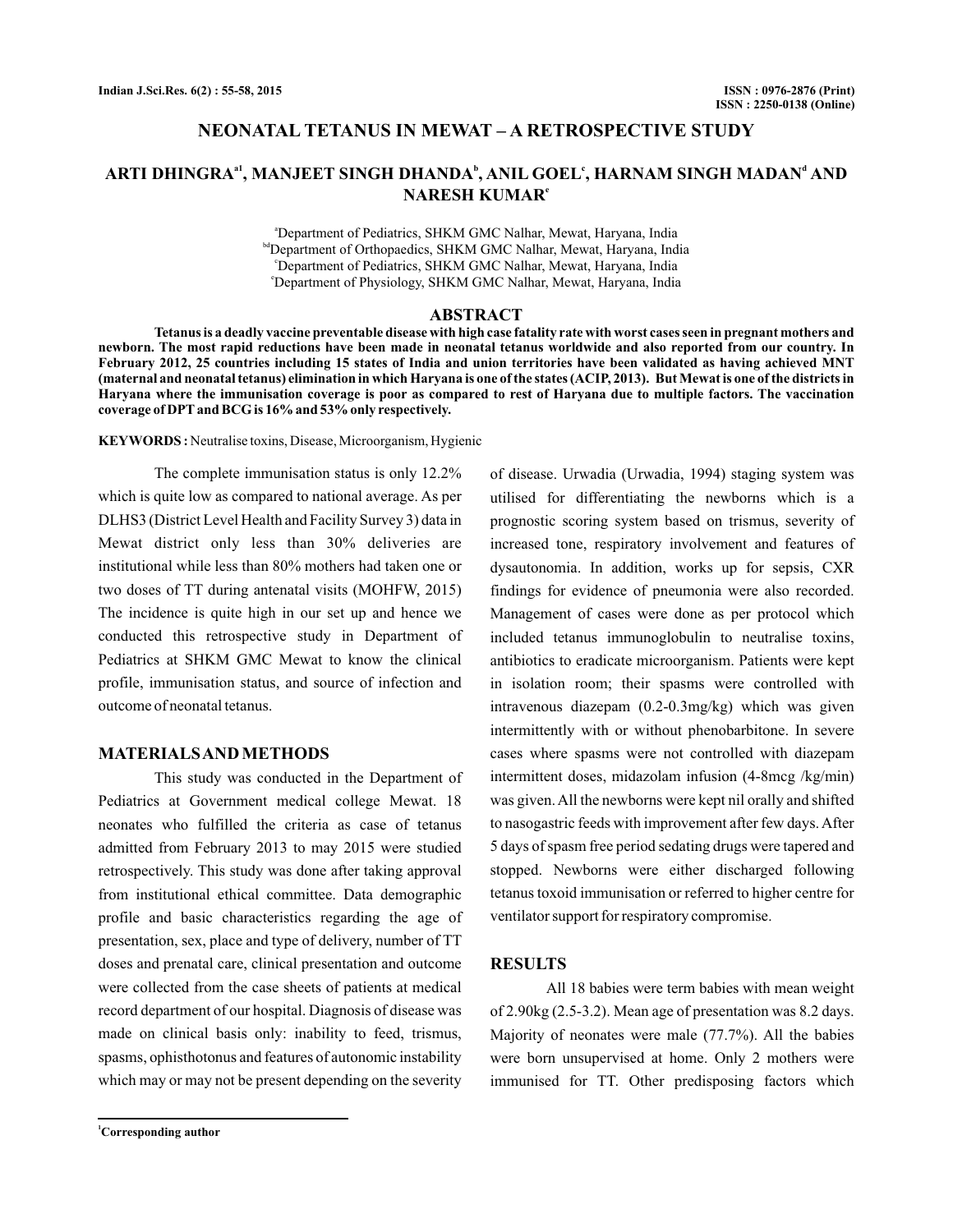# NEONATAL TETANUS IN MEWAT – A RETROSPECTIVE STUDY

## ARTI DHINGRA[a1], MANJEET SINGH DHANDA[b], ANIL GOEL[c], HARNAM SINGH MADAN[d] AND NARESH KUMAR[e]

[a]Department of Pediatrics, SHKM GMC Nalhar, Mewat, Haryana, India
[bd]Department of Orthopaedics, SHKM GMC Nalhar, Mewat, Haryana, India
[c]Department of Pediatrics, SHKM GMC Nalhar, Mewat, Haryana, India
[e]Department of Physiology, SHKM GMC Nalhar, Mewat, Haryana, India

## ABSTRACT

**Tetanus is a deadly vaccine preventable disease with high case fatality rate with worst cases seen in pregnant mothers and newborn. The most rapid reductions have been made in neonatal tetanus worldwide and also reported from our country. In February 2012, 25 countries including 15 states of India and union territories have been validated as having achieved MNT (maternal and neonatal tetanus) elimination in which Haryana is one of the states (ACIP, 2013). But Mewat is one of the districts in Haryana where the immunisation coverage is poor as compared to rest of Haryana due to multiple factors. The vaccination coverage of DPT and BCG is 16% and 53% only respectively.**

**KEYWORDS :** Neutralise toxins, Disease, Microorganism, Hygienic

The complete immunisation status is only 12.2% which is quite low as compared to national average. As per DLHS3 (District Level Health and Facility Survey 3) data in Mewat district only less than 30% deliveries are institutional while less than 80% mothers had taken one or two doses of TT during antenatal visits (MOHFW, 2015) The incidence is quite high in our set up and hence we conducted this retrospective study in Department of Pediatrics at SHKM GMC Mewat to know the clinical profile, immunisation status, and source of infection and outcome of neonatal tetanus.

## MATERIALS AND METHODS

This study was conducted in the Department of Pediatrics at Government medical college Mewat. 18 neonates who fulfilled the criteria as case of tetanus admitted from February 2013 to may 2015 were studied retrospectively. This study was done after taking approval from institutional ethical committee. Data demographic profile and basic characteristics regarding the age of presentation, sex, place and type of delivery, number of TT doses and prenatal care, clinical presentation and outcome were collected from the case sheets of patients at medical record department of our hospital. Diagnosis of disease was made on clinical basis only: inability to feed, trismus, spasms, ophisthotonus and features of autonomic instability which may or may not be present depending on the severity of disease. Urwadia (Urwadia, 1994) staging system was utilised for differentiating the newborns which is a prognostic scoring system based on trismus, severity of increased tone, respiratory involvement and features of dysautonomia. In addition, works up for sepsis, CXR findings for evidence of pneumonia were also recorded. Management of cases were done as per protocol which included tetanus immunoglobulin to neutralise toxins, antibiotics to eradicate microorganism. Patients were kept in isolation room; their spasms were controlled with intravenous diazepam (0.2-0.3mg/kg) which was given intermittently with or without phenobarbitone. In severe cases where spasms were not controlled with diazepam intermittent doses, midazolam infusion (4-8mcg /kg/min) was given. All the newborns were kept nil orally and shifted to nasogastric feeds with improvement after few days. After 5 days of spasm free period sedating drugs were tapered and stopped. Newborns were either discharged following tetanus toxoid immunisation or referred to higher centre for ventilator support for respiratory compromise.

## RESULTS

All 18 babies were term babies with mean weight of 2.90kg (2.5-3.2). Mean age of presentation was 8.2 days. Majority of neonates were male (77.7%). All the babies were born unsupervised at home. Only 2 mothers were immunised for TT. Other predisposing factors which

[1]Corresponding author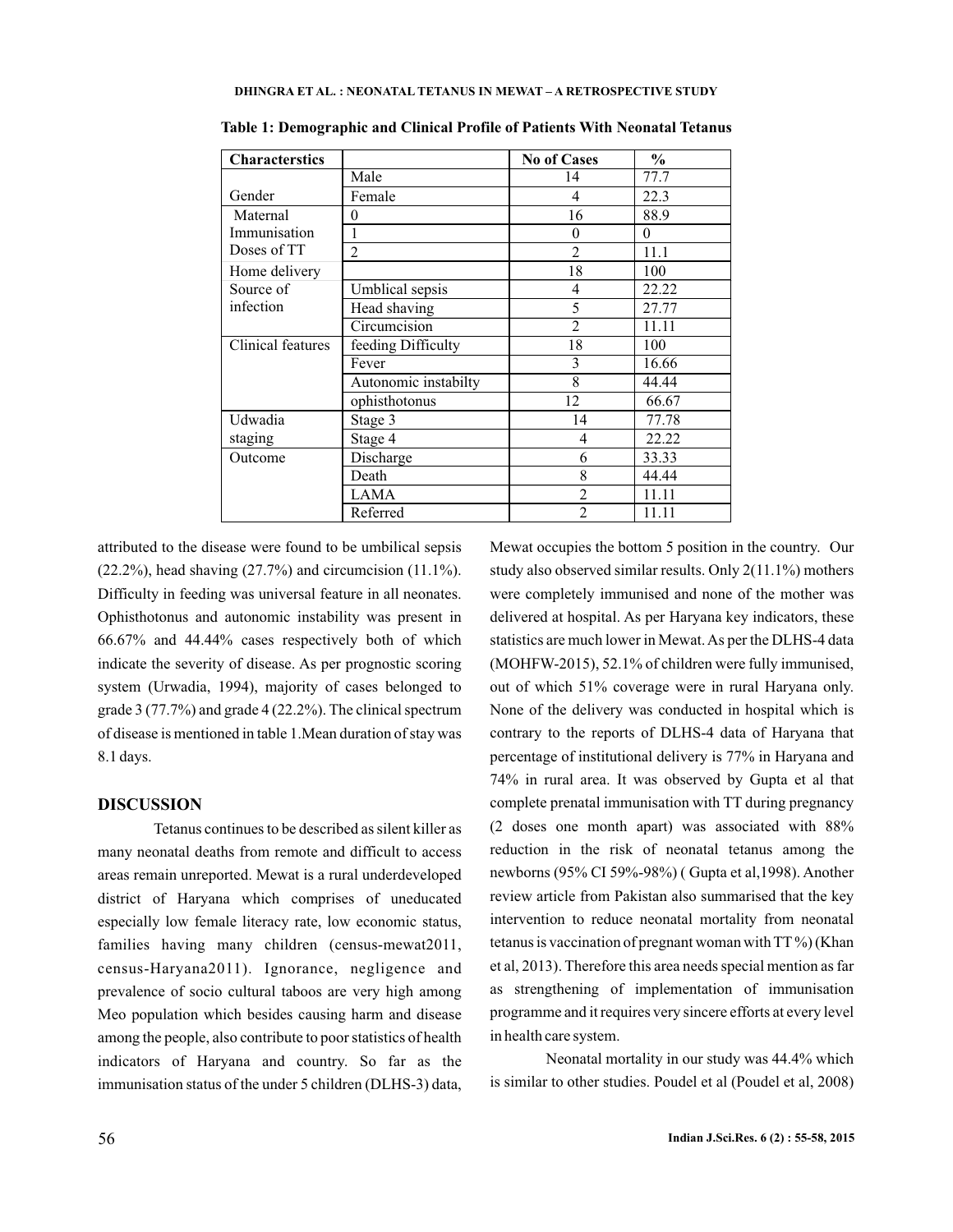**Table 1: Demographic and Clinical Profile of Patients With Neonatal Tetanus**

| Characterstics | | No of Cases | % |
|---|---|---|---|
| Gender | Male | 14 | 77.7 |
| | Female | 4 | 22.3 |
| Maternal Immunisation Doses of TT | 0 | 16 | 88.9 |
| | 1 | 0 | 0 |
| | 2 | 2 | 11.1 |
| Home delivery | | 18 | 100 |
| Source of infection | Umblical sepsis | 4 | 22.22 |
| | Head shaving | 5 | 27.77 |
| | Circumcision | 2 | 11.11 |
| Clinical features | feeding Difficulty | 18 | 100 |
| | Fever | 3 | 16.66 |
| | Autonomic instabilty | 8 | 44.44 |
| | ophisthotonus | 12 | 66.67 |
| Udwadia staging | Stage 3 | 14 | 77.78 |
| | Stage 4 | 4 | 22.22 |
| Outcome | Discharge | 6 | 33.33 |
| | Death | 8 | 44.44 |
| | LAMA | 2 | 11.11 |
| | Referred | 2 | 11.11 |

attributed to the disease were found to be umbilical sepsis (22.2%), head shaving (27.7%) and circumcision (11.1%). Difficulty in feeding was universal feature in all neonates. Ophisthotonus and autonomic instability was present in 66.67% and 44.44% cases respectively both of which indicate the severity of disease. As per prognostic scoring system (Urwadia, 1994), majority of cases belonged to grade 3 (77.7%) and grade 4 (22.2%). The clinical spectrum of disease is mentioned in table 1.Mean duration of stay was 8.1 days.

## DISCUSSION

Tetanus continues to be described as silent killer as many neonatal deaths from remote and difficult to access areas remain unreported. Mewat is a rural underdeveloped district of Haryana which comprises of uneducated especially low female literacy rate, low economic status, families having many children (census-mewat2011, census-Haryana2011). Ignorance, negligence and prevalence of socio cultural taboos are very high among Meo population which besides causing harm and disease among the people, also contribute to poor statistics of health indicators of Haryana and country. So far as the immunisation status of the under 5 children (DLHS-3) data, Mewat occupies the bottom 5 position in the country. Our study also observed similar results. Only 2(11.1%) mothers were completely immunised and none of the mother was delivered at hospital. As per Haryana key indicators, these statistics are much lower in Mewat. As per the DLHS-4 data (MOHFW-2015), 52.1% of children were fully immunised, out of which 51% coverage were in rural Haryana only. None of the delivery was conducted in hospital which is contrary to the reports of DLHS-4 data of Haryana that percentage of institutional delivery is 77% in Haryana and 74% in rural area. It was observed by Gupta et al that complete prenatal immunisation with TT during pregnancy (2 doses one month apart) was associated with 88% reduction in the risk of neonatal tetanus among the newborns (95% CI 59%-98%) ( Gupta et al,1998). Another review article from Pakistan also summarised that the key intervention to reduce neonatal mortality from neonatal tetanus is vaccination of pregnant woman with TT %) (Khan et al, 2013). Therefore this area needs special mention as far as strengthening of implementation of immunisation programme and it requires very sincere efforts at every level in health care system.

Neonatal mortality in our study was 44.4% which is similar to other studies. Poudel et al (Poudel et al, 2008)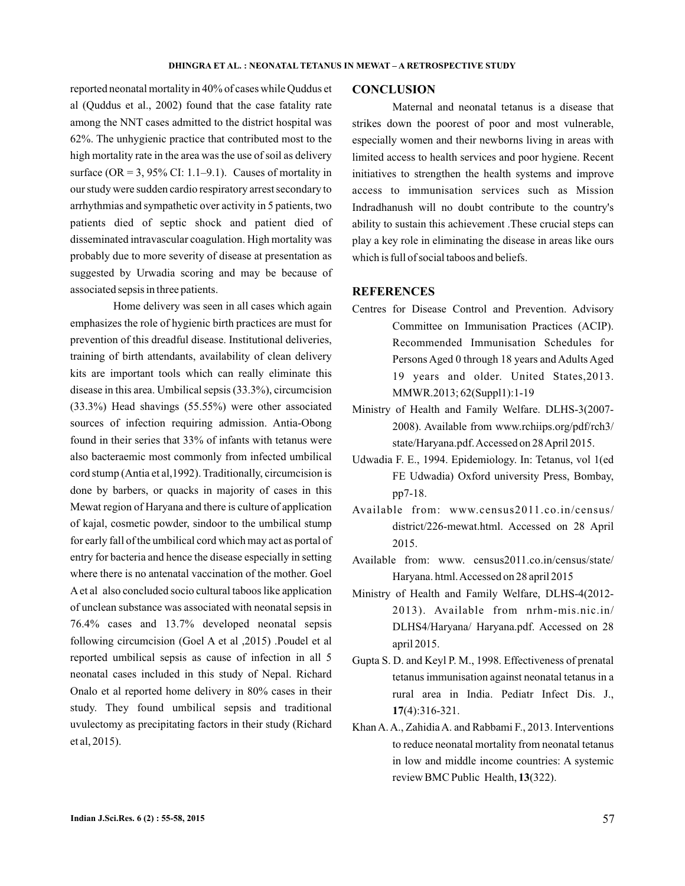reported neonatal mortality in 40% of cases while Quddus et al (Quddus et al., 2002) found that the case fatality rate among the NNT cases admitted to the district hospital was 62%. The unhygienic practice that contributed most to the high mortality rate in the area was the use of soil as delivery surface (OR = 3, 95% CI: 1.1–9.1). Causes of mortality in our study were sudden cardio respiratory arrest secondary to arrhythmias and sympathetic over activity in 5 patients, two patients died of septic shock and patient died of disseminated intravascular coagulation. High mortality was probably due to more severity of disease at presentation as suggested by Urwadia scoring and may be because of associated sepsis in three patients.

Home delivery was seen in all cases which again emphasizes the role of hygienic birth practices are must for prevention of this dreadful disease. Institutional deliveries, training of birth attendants, availability of clean delivery kits are important tools which can really eliminate this disease in this area. Umbilical sepsis (33.3%), circumcision (33.3%) Head shavings (55.55%) were other associated sources of infection requiring admission. Antia-Obong found in their series that 33% of infants with tetanus were also bacteraemic most commonly from infected umbilical cord stump (Antia et al,1992). Traditionally, circumcision is done by barbers, or quacks in majority of cases in this Mewat region of Haryana and there is culture of application of kajal, cosmetic powder, sindoor to the umbilical stump for early fall of the umbilical cord which may act as portal of entry for bacteria and hence the disease especially in setting where there is no antenatal vaccination of the mother. Goel A et al also concluded socio cultural taboos like application of unclean substance was associated with neonatal sepsis in 76.4% cases and 13.7% developed neonatal sepsis following circumcision (Goel A et al ,2015) .Poudel et al reported umbilical sepsis as cause of infection in all 5 neonatal cases included in this study of Nepal. Richard Onalo et al reported home delivery in 80% cases in their study. They found umbilical sepsis and traditional uvulectomy as precipitating factors in their study (Richard et al, 2015).

## CONCLUSION

Maternal and neonatal tetanus is a disease that strikes down the poorest of poor and most vulnerable, especially women and their newborns living in areas with limited access to health services and poor hygiene. Recent initiatives to strengthen the health systems and improve access to immunisation services such as Mission Indradhanush will no doubt contribute to the country's ability to sustain this achievement .These crucial steps can play a key role in eliminating the disease in areas like ours which is full of social taboos and beliefs.

## REFERENCES

Centres for Disease Control and Prevention. Advisory Committee on Immunisation Practices (ACIP). Recommended Immunisation Schedules for Persons Aged 0 through 18 years and Adults Aged 19 years and older. United States,2013. MMWR.2013; 62(Suppl1):1-19

Ministry of Health and Family Welfare. DLHS-3(2007-2008). Available from www.rchiips.org/pdf/rch3/state/Haryana.pdf. Accessed on 28 April 2015.

Udwadia F. E., 1994. Epidemiology. In: Tetanus, vol 1(ed FE Udwadia) Oxford university Press, Bombay, pp7-18.

Available from: www.census2011.co.in/census/district/226-mewat.html. Accessed on 28 April 2015.

Available from: www. census2011.co.in/census/state/Haryana. html. Accessed on 28 april 2015

Ministry of Health and Family Welfare, DLHS-4(2012-2013). Available from nrhm-mis.nic.in/DLHS4/Haryana/ Haryana.pdf. Accessed on 28 april 2015.

Gupta S. D. and Keyl P. M., 1998. Effectiveness of prenatal tetanus immunisation against neonatal tetanus in a rural area in India. Pediatr Infect Dis. J., **17**(4):316-321.

Khan A. A., Zahidia A. and Rabbami F., 2013. Interventions to reduce neonatal mortality from neonatal tetanus in low and middle income countries: A systemic review BMC Public Health, **13**(322).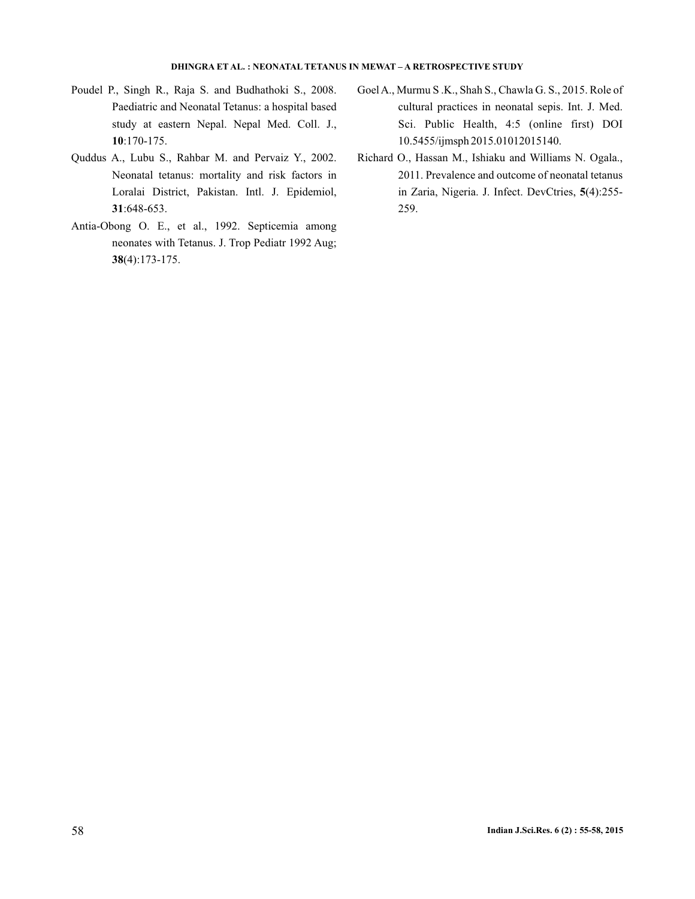Poudel P., Singh R., Raja S. and Budhathoki S., 2008. Paediatric and Neonatal Tetanus: a hospital based study at eastern Nepal. Nepal Med. Coll. J., **10**:170-175.

Quddus A., Lubu S., Rahbar M. and Pervaiz Y., 2002. Neonatal tetanus: mortality and risk factors in Loralai District, Pakistan. Intl. J. Epidemiol, **31**:648-653.

Antia-Obong O. E., et al., 1992. Septicemia among neonates with Tetanus. J. Trop Pediatr 1992 Aug; **38**(4):173-175.

Goel A., Murmu S .K., Shah S., Chawla G. S., 2015. Role of cultural practices in neonatal sepis. Int. J. Med. Sci. Public Health, 4:5 (online first) DOI 10.5455/ijmsph 2015.01012015140.

Richard O., Hassan M., Ishiaku and Williams N. Ogala., 2011. Prevalence and outcome of neonatal tetanus in Zaria, Nigeria. J. Infect. DevCtries, **5**(4):255-259.